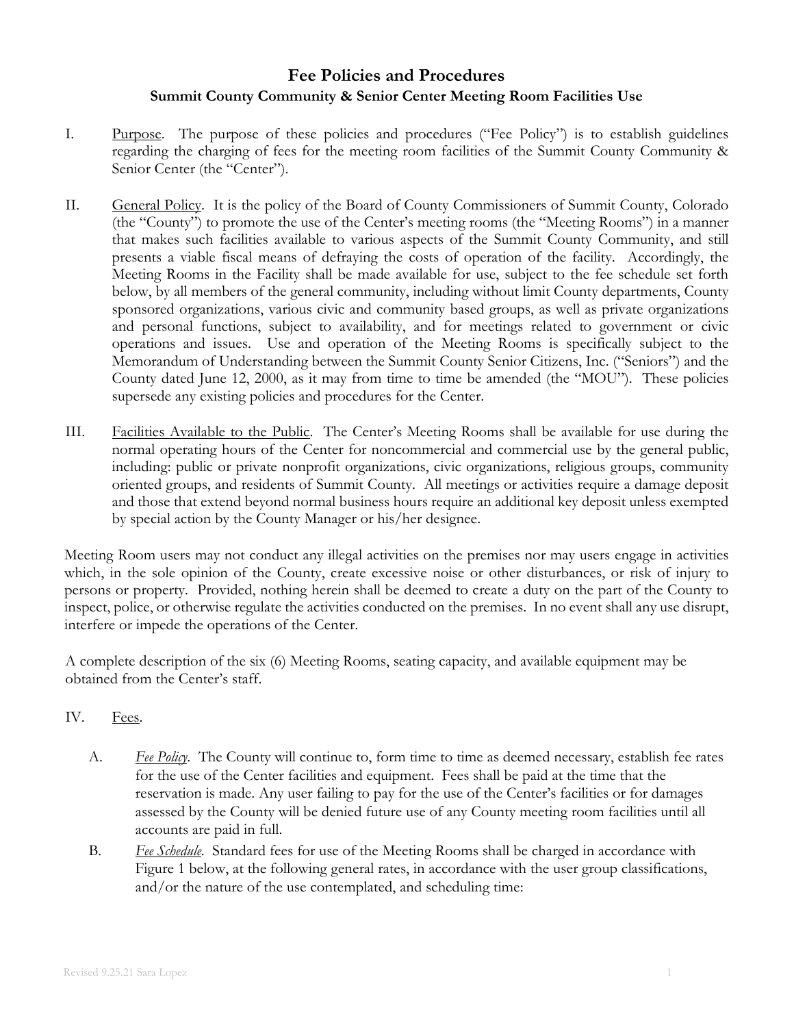# Fee Policies and Procedures

## Summit County Community & Senior Center Meeting Room Facilities Use

I. <u>Purpose</u>. The purpose of these policies and procedures ("Fee Policy") is to establish guidelines regarding the charging of fees for the meeting room facilities of the Summit County Community & Senior Center (the "Center").

II. <u>General Policy</u>. It is the policy of the Board of County Commissioners of Summit County, Colorado (the "County") to promote the use of the Center's meeting rooms (the "Meeting Rooms") in a manner that makes such facilities available to various aspects of the Summit County Community, and still presents a viable fiscal means of defraying the costs of operation of the facility. Accordingly, the Meeting Rooms in the Facility shall be made available for use, subject to the fee schedule set forth below, by all members of the general community, including without limit County departments, County sponsored organizations, various civic and community based groups, as well as private organizations and personal functions, subject to availability, and for meetings related to government or civic operations and issues. Use and operation of the Meeting Rooms is specifically subject to the Memorandum of Understanding between the Summit County Senior Citizens, Inc. ("Seniors") and the County dated June 12, 2000, as it may from time to time be amended (the "MOU"). These policies supersede any existing policies and procedures for the Center.

III. <u>Facilities Available to the Public</u>. The Center's Meeting Rooms shall be available for use during the normal operating hours of the Center for noncommercial and commercial use by the general public, including: public or private nonprofit organizations, civic organizations, religious groups, community oriented groups, and residents of Summit County. All meetings or activities require a damage deposit and those that extend beyond normal business hours require an additional key deposit unless exempted by special action by the County Manager or his/her designee.

Meeting Room users may not conduct any illegal activities on the premises nor may users engage in activities which, in the sole opinion of the County, create excessive noise or other disturbances, or risk of injury to persons or property. Provided, nothing herein shall be deemed to create a duty on the part of the County to inspect, police, or otherwise regulate the activities conducted on the premises. In no event shall any use disrupt, interfere or impede the operations of the Center.

A complete description of the six (6) Meeting Rooms, seating capacity, and available equipment may be obtained from the Center's staff.

IV. <u>Fees</u>.

A. *<u>Fee Policy</u>*. The County will continue to, form time to time as deemed necessary, establish fee rates for the use of the Center facilities and equipment. Fees shall be paid at the time that the reservation is made. Any user failing to pay for the use of the Center's facilities or for damages assessed by the County will be denied future use of any County meeting room facilities until all accounts are paid in full.

B. *<u>Fee Schedule</u>*. Standard fees for use of the Meeting Rooms shall be charged in accordance with Figure 1 below, at the following general rates, in accordance with the user group classifications, and/or the nature of the use contemplated, and scheduling time: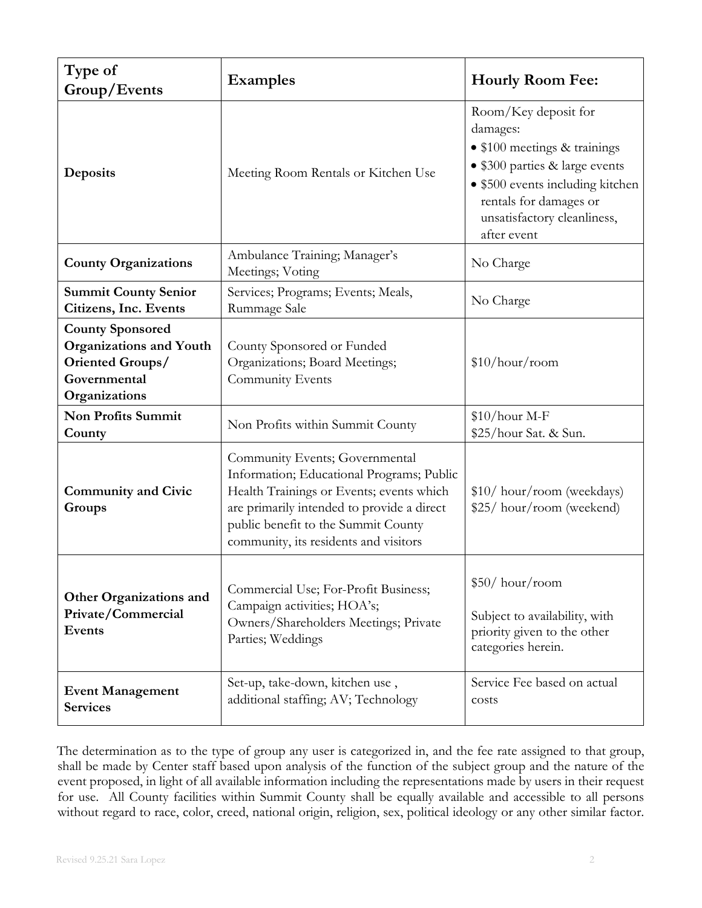| Type of Group/Events | Examples | Hourly Room Fee: |
|---|---|---|
| **Deposits** | Meeting Room Rentals or Kitchen Use | Room/Key deposit for damages:<br>• $100 meetings & trainings<br>• $300 parties & large events<br>• $500 events including kitchen rentals for damages or unsatisfactory cleanliness, after event |
| **County Organizations** | Ambulance Training; Manager's Meetings; Voting | No Charge |
| **Summit County Senior Citizens, Inc. Events** | Services; Programs; Events; Meals, Rummage Sale | No Charge |
| **County Sponsored Organizations and Youth Oriented Groups/ Governmental Organizations** | County Sponsored or Funded Organizations; Board Meetings; Community Events | $10/hour/room |
| **Non Profits Summit County** | Non Profits within Summit County | $10/hour M-F<br>$25/hour Sat. & Sun. |
| **Community and Civic Groups** | Community Events; Governmental Information; Educational Programs; Public Health Trainings or Events; events which are primarily intended to provide a direct public benefit to the Summit County community, its residents and visitors | $10/ hour/room (weekdays)<br>$25/ hour/room (weekend) |
| **Other Organizations and Private/Commercial Events** | Commercial Use; For-Profit Business; Campaign activities; HOA's; Owners/Shareholders Meetings; Private Parties; Weddings | $50/ hour/room<br><br>Subject to availability, with priority given to the other categories herein. |
| **Event Management Services** | Set-up, take-down, kitchen use , additional staffing; AV; Technology | Service Fee based on actual costs |

The determination as to the type of group any user is categorized in, and the fee rate assigned to that group, shall be made by Center staff based upon analysis of the function of the subject group and the nature of the event proposed, in light of all available information including the representations made by users in their request for use. All County facilities within Summit County shall be equally available and accessible to all persons without regard to race, color, creed, national origin, religion, sex, political ideology or any other similar factor.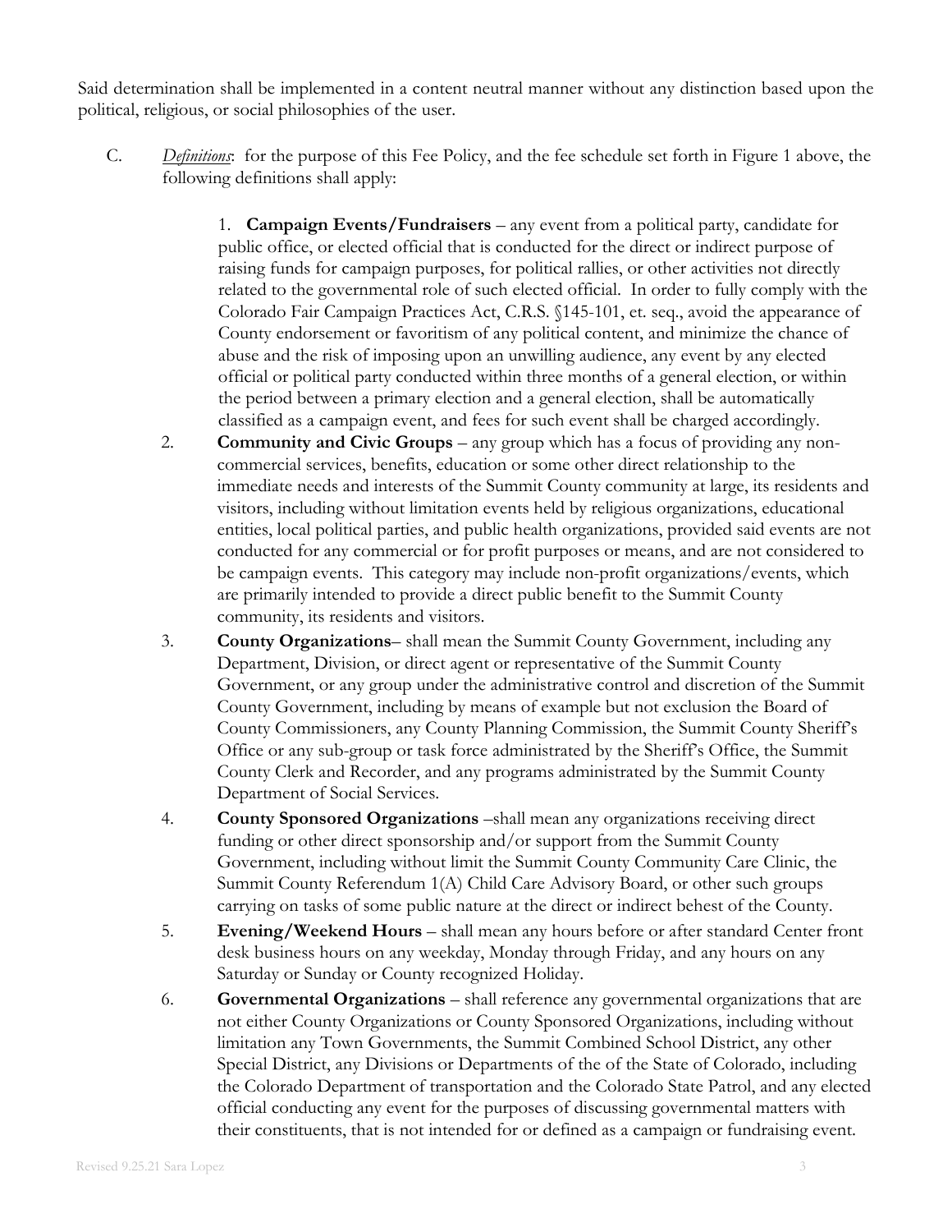Said determination shall be implemented in a content neutral manner without any distinction based upon the political, religious, or social philosophies of the user.

C. *Definitions*: for the purpose of this Fee Policy, and the fee schedule set forth in Figure 1 above, the following definitions shall apply:

1. **Campaign Events/Fundraisers** – any event from a political party, candidate for public office, or elected official that is conducted for the direct or indirect purpose of raising funds for campaign purposes, for political rallies, or other activities not directly related to the governmental role of such elected official. In order to fully comply with the Colorado Fair Campaign Practices Act, C.R.S. §145-101, et. seq., avoid the appearance of County endorsement or favoritism of any political content, and minimize the chance of abuse and the risk of imposing upon an unwilling audience, any event by any elected official or political party conducted within three months of a general election, or within the period between a primary election and a general election, shall be automatically classified as a campaign event, and fees for such event shall be charged accordingly.
2. **Community and Civic Groups** – any group which has a focus of providing any non-commercial services, benefits, education or some other direct relationship to the immediate needs and interests of the Summit County community at large, its residents and visitors, including without limitation events held by religious organizations, educational entities, local political parties, and public health organizations, provided said events are not conducted for any commercial or for profit purposes or means, and are not considered to be campaign events. This category may include non-profit organizations/events, which are primarily intended to provide a direct public benefit to the Summit County community, its residents and visitors.
3. **County Organizations**– shall mean the Summit County Government, including any Department, Division, or direct agent or representative of the Summit County Government, or any group under the administrative control and discretion of the Summit County Government, including by means of example but not exclusion the Board of County Commissioners, any County Planning Commission, the Summit County Sheriff's Office or any sub-group or task force administrated by the Sheriff's Office, the Summit County Clerk and Recorder, and any programs administrated by the Summit County Department of Social Services.
4. **County Sponsored Organizations** –shall mean any organizations receiving direct funding or other direct sponsorship and/or support from the Summit County Government, including without limit the Summit County Community Care Clinic, the Summit County Referendum 1(A) Child Care Advisory Board, or other such groups carrying on tasks of some public nature at the direct or indirect behest of the County.
5. **Evening/Weekend Hours** – shall mean any hours before or after standard Center front desk business hours on any weekday, Monday through Friday, and any hours on any Saturday or Sunday or County recognized Holiday.
6. **Governmental Organizations** – shall reference any governmental organizations that are not either County Organizations or County Sponsored Organizations, including without limitation any Town Governments, the Summit Combined School District, any other Special District, any Divisions or Departments of the of the State of Colorado, including the Colorado Department of transportation and the Colorado State Patrol, and any elected official conducting any event for the purposes of discussing governmental matters with their constituents, that is not intended for or defined as a campaign or fundraising event.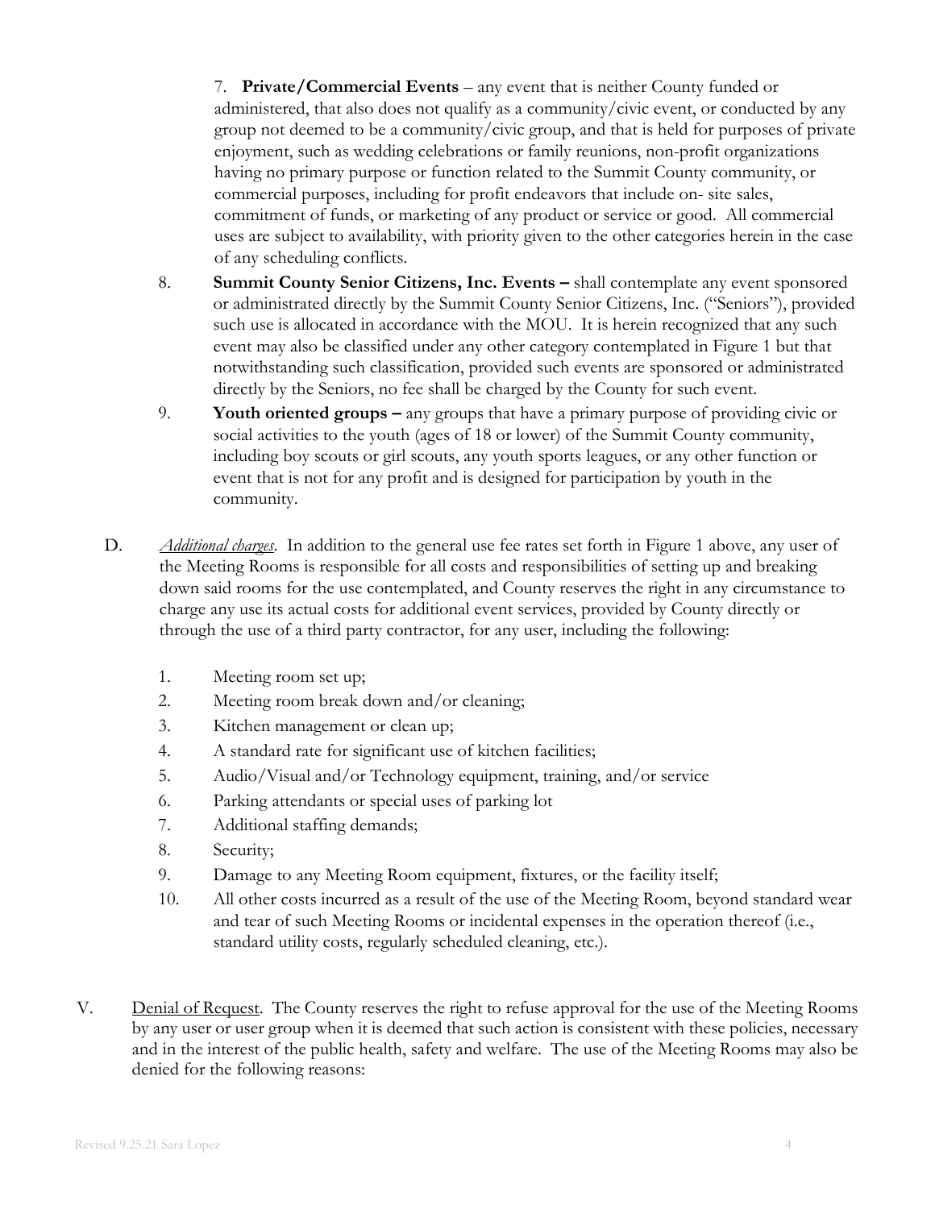7. **Private/Commercial Events** – any event that is neither County funded or administered, that also does not qualify as a community/civic event, or conducted by any group not deemed to be a community/civic group, and that is held for purposes of private enjoyment, such as wedding celebrations or family reunions, non-profit organizations having no primary purpose or function related to the Summit County community, or commercial purposes, including for profit endeavors that include on- site sales, commitment of funds, or marketing of any product or service or good. All commercial uses are subject to availability, with priority given to the other categories herein in the case of any scheduling conflicts.

8. **Summit County Senior Citizens, Inc. Events –** shall contemplate any event sponsored or administrated directly by the Summit County Senior Citizens, Inc. ("Seniors"), provided such use is allocated in accordance with the MOU. It is herein recognized that any such event may also be classified under any other category contemplated in Figure 1 but that notwithstanding such classification, provided such events are sponsored or administrated directly by the Seniors, no fee shall be charged by the County for such event.

9. **Youth oriented groups –** any groups that have a primary purpose of providing civic or social activities to the youth (ages of 18 or lower) of the Summit County community, including boy scouts or girl scouts, any youth sports leagues, or any other function or event that is not for any profit and is designed for participation by youth in the community.

D. *Additional charges*. In addition to the general use fee rates set forth in Figure 1 above, any user of the Meeting Rooms is responsible for all costs and responsibilities of setting up and breaking down said rooms for the use contemplated, and County reserves the right in any circumstance to charge any use its actual costs for additional event services, provided by County directly or through the use of a third party contractor, for any user, including the following:

1. Meeting room set up;
2. Meeting room break down and/or cleaning;
3. Kitchen management or clean up;
4. A standard rate for significant use of kitchen facilities;
5. Audio/Visual and/or Technology equipment, training, and/or service
6. Parking attendants or special uses of parking lot
7. Additional staffing demands;
8. Security;
9. Damage to any Meeting Room equipment, fixtures, or the facility itself;
10. All other costs incurred as a result of the use of the Meeting Room, beyond standard wear and tear of such Meeting Rooms or incidental expenses in the operation thereof (i.e., standard utility costs, regularly scheduled cleaning, etc.).

V. Denial of Request. The County reserves the right to refuse approval for the use of the Meeting Rooms by any user or user group when it is deemed that such action is consistent with these policies, necessary and in the interest of the public health, safety and welfare. The use of the Meeting Rooms may also be denied for the following reasons: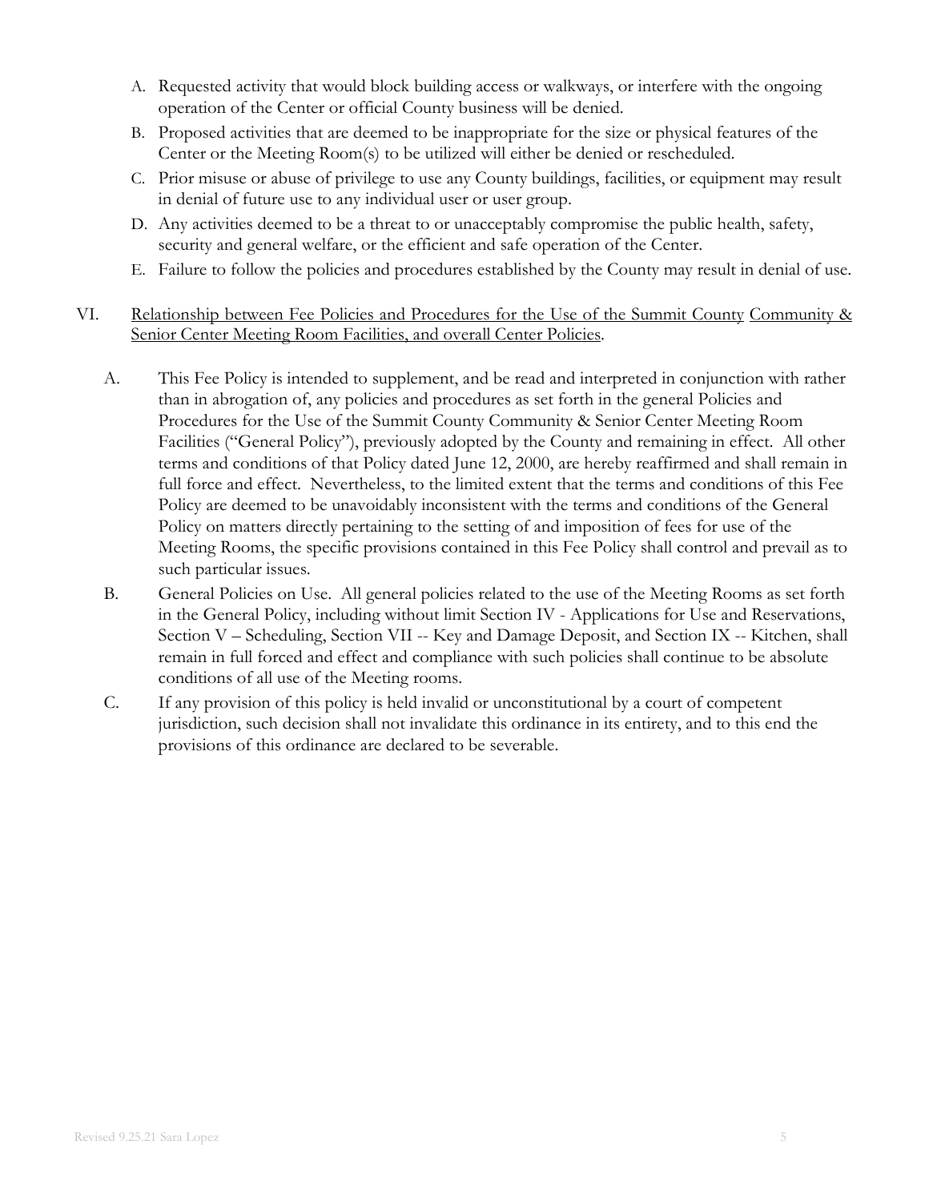A. Requested activity that would block building access or walkways, or interfere with the ongoing operation of the Center or official County business will be denied.

B. Proposed activities that are deemed to be inappropriate for the size or physical features of the Center or the Meeting Room(s) to be utilized will either be denied or rescheduled.

C. Prior misuse or abuse of privilege to use any County buildings, facilities, or equipment may result in denial of future use to any individual user or user group.

D. Any activities deemed to be a threat to or unacceptably compromise the public health, safety, security and general welfare, or the efficient and safe operation of the Center.

E. Failure to follow the policies and procedures established by the County may result in denial of use.

VI. Relationship between Fee Policies and Procedures for the Use of the Summit County Community & Senior Center Meeting Room Facilities, and overall Center Policies.

A. This Fee Policy is intended to supplement, and be read and interpreted in conjunction with rather than in abrogation of, any policies and procedures as set forth in the general Policies and Procedures for the Use of the Summit County Community & Senior Center Meeting Room Facilities ("General Policy"), previously adopted by the County and remaining in effect. All other terms and conditions of that Policy dated June 12, 2000, are hereby reaffirmed and shall remain in full force and effect. Nevertheless, to the limited extent that the terms and conditions of this Fee Policy are deemed to be unavoidably inconsistent with the terms and conditions of the General Policy on matters directly pertaining to the setting of and imposition of fees for use of the Meeting Rooms, the specific provisions contained in this Fee Policy shall control and prevail as to such particular issues.

B. General Policies on Use. All general policies related to the use of the Meeting Rooms as set forth in the General Policy, including without limit Section IV - Applications for Use and Reservations, Section V – Scheduling, Section VII -- Key and Damage Deposit, and Section IX -- Kitchen, shall remain in full forced and effect and compliance with such policies shall continue to be absolute conditions of all use of the Meeting rooms.

C. If any provision of this policy is held invalid or unconstitutional by a court of competent jurisdiction, such decision shall not invalidate this ordinance in its entirety, and to this end the provisions of this ordinance are declared to be severable.